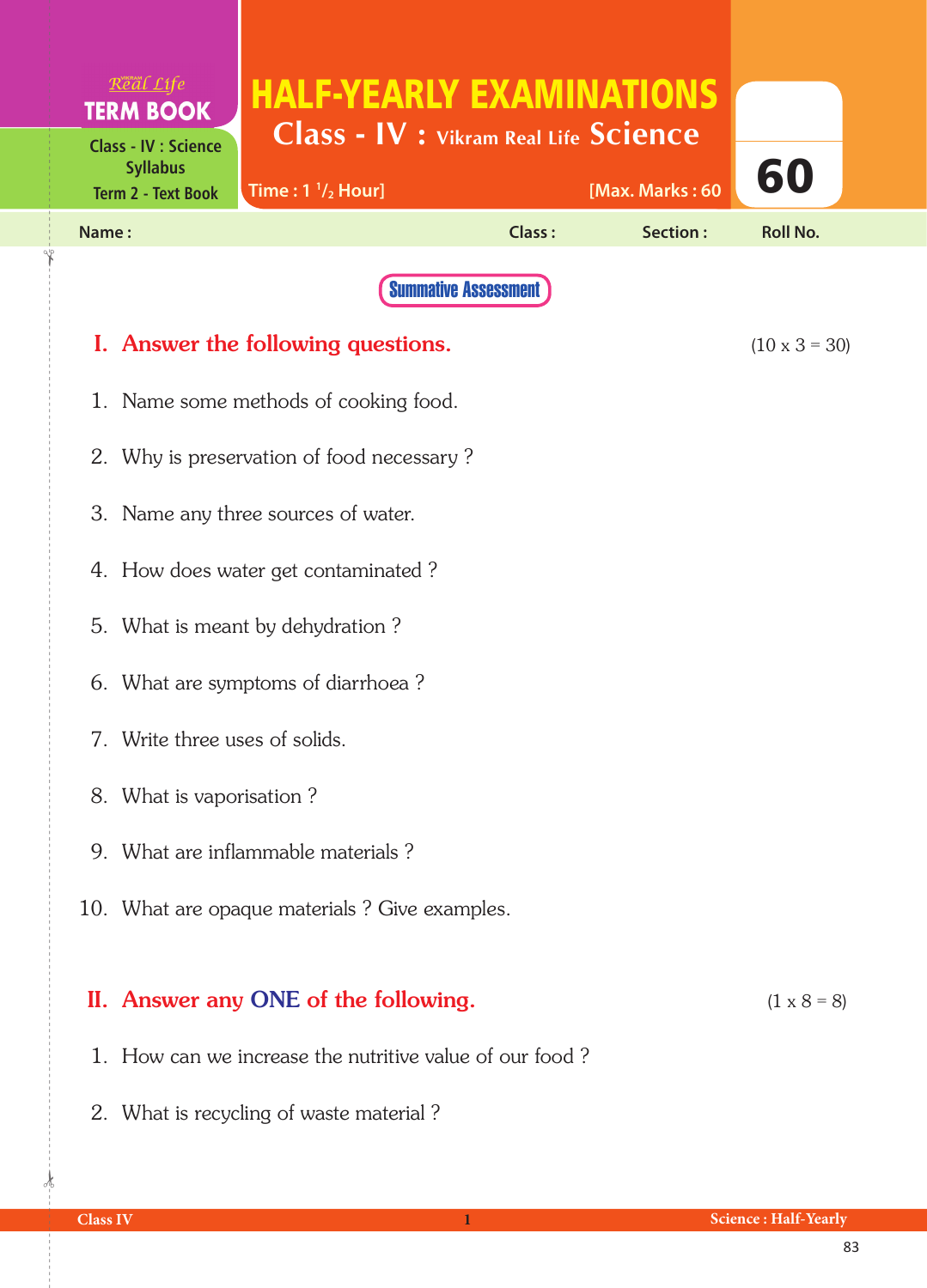Real Life
**TERM BOOK**

Class - IV : Science Syllabus
Term 2 - Text Book

# HALF-YEARLY EXAMINATIONS

## Class - IV : Vikram Real Life Science

Time : 1 $^1/_2$ Hour] [Max. Marks : 60

60

Name : Class : Section : Roll No.

**Summative Assessment**

## I. Answer the following questions. (10 x 3 = 30)

1. Name some methods of cooking food.
2. Why is preservation of food necessary ?
3. Name any three sources of water.
4. How does water get contaminated ?
5. What is meant by dehydration ?
6. What are symptoms of diarrhoea ?
7. Write three uses of solids.
8. What is vaporisation ?
9. What are inflammable materials ?
10. What are opaque materials ? Give examples.

## II. Answer any ONE of the following. (1 x 8 = 8)

1. How can we increase the nutritive value of our food ?
2. What is recycling of waste material ?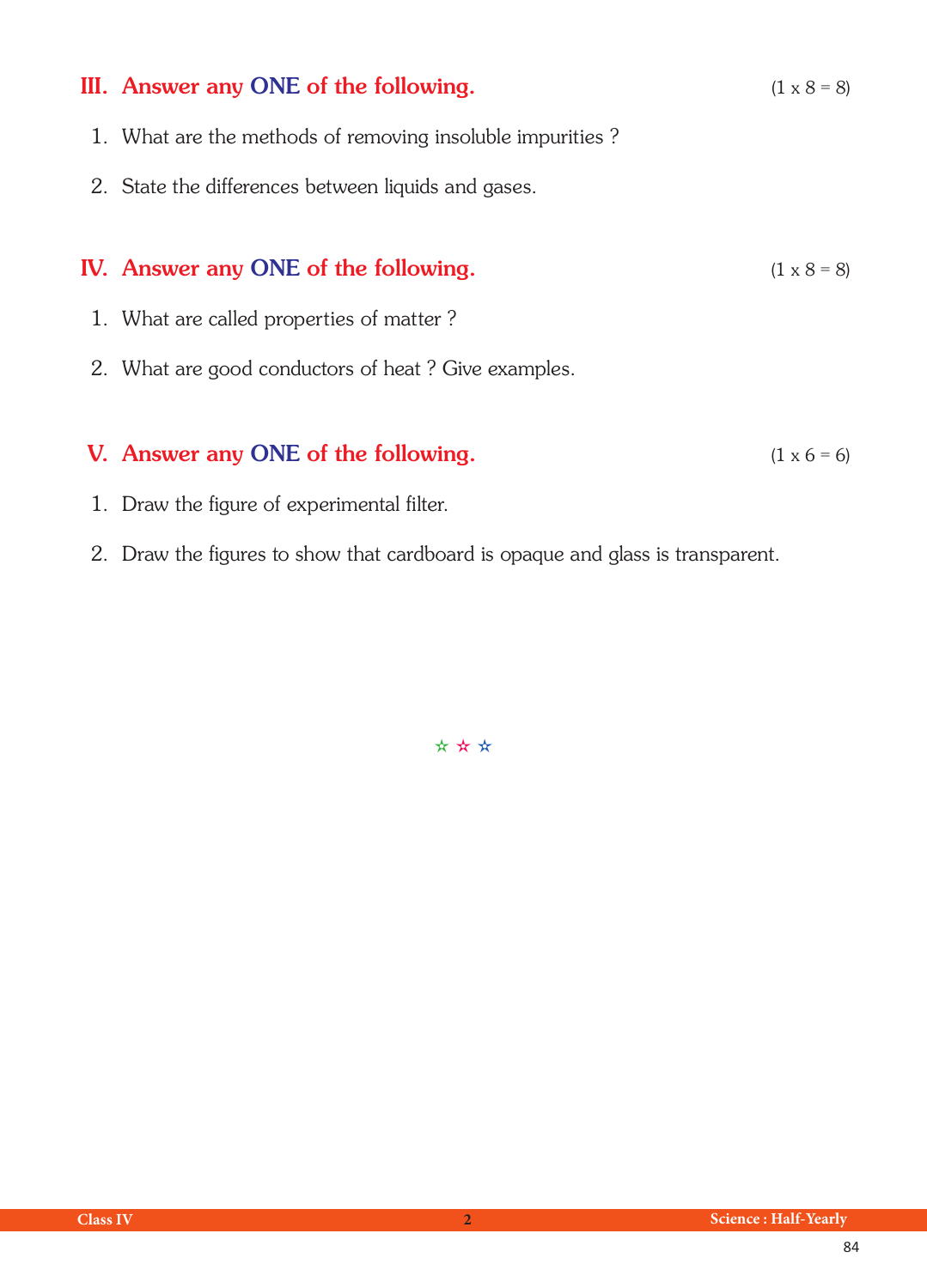## III. Answer any ONE of the following. (1 x 8 = 8)

1. What are the methods of removing insoluble impurities ?
2. State the differences between liquids and gases.

## IV. Answer any ONE of the following. (1 x 8 = 8)

1. What are called properties of matter ?
2. What are good conductors of heat ? Give examples.

## V. Answer any ONE of the following. (1 x 6 = 6)

1. Draw the figure of experimental filter.
2. Draw the figures to show that cardboard is opaque and glass is transparent.

☆ ☆ ☆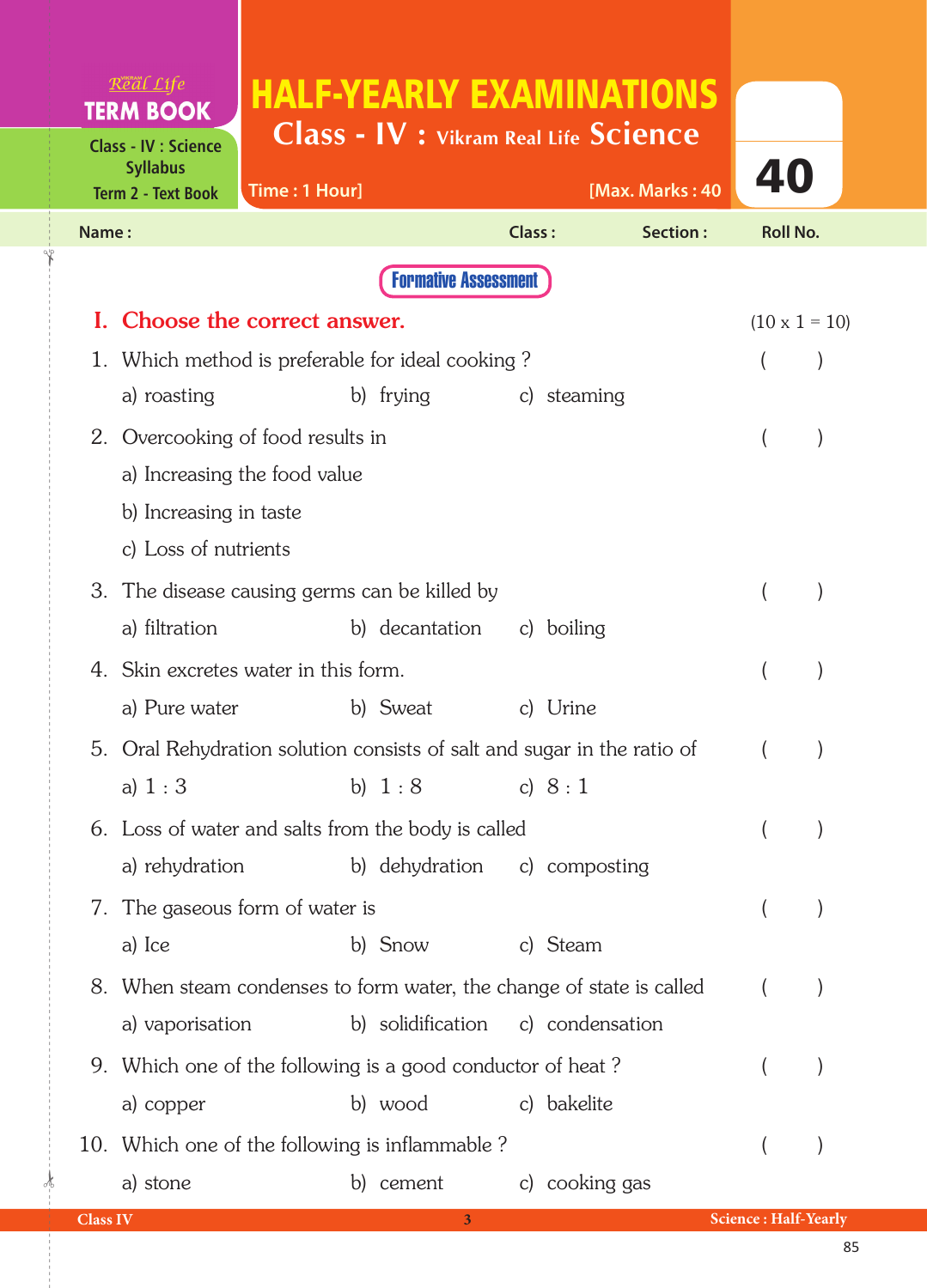Real Life **TERM BOOK**

Class - IV : Science Syllabus
Term 2 - Text Book

# HALF-YEARLY EXAMINATIONS

## Class - IV : Vikram Real Life Science

Time : 1 Hour] [Max. Marks : 40

**40**

Name : Class : Section : Roll No.

**Formative Assessment**

## I. Choose the correct answer. (10 x 1 = 10)

1. Which method is preferable for ideal cooking ? ( )
   a) roasting b) frying c) steaming

2. Overcooking of food results in ( )
   a) Increasing the food value
   b) Increasing in taste
   c) Loss of nutrients

3. The disease causing germs can be killed by ( )
   a) filtration b) decantation c) boiling

4. Skin excretes water in this form. ( )
   a) Pure water b) Sweat c) Urine

5. Oral Rehydration solution consists of salt and sugar in the ratio of ( )
   a) 1 : 3 b) 1 : 8 c) 8 : 1

6. Loss of water and salts from the body is called ( )
   a) rehydration b) dehydration c) composting

7. The gaseous form of water is ( )
   a) Ice b) Snow c) Steam

8. When steam condenses to form water, the change of state is called ( )
   a) vaporisation b) solidification c) condensation

9. Which one of the following is a good conductor of heat ? ( )
   a) copper b) wood c) bakelite

10. Which one of the following is inflammable ? ( )
    a) stone b) cement c) cooking gas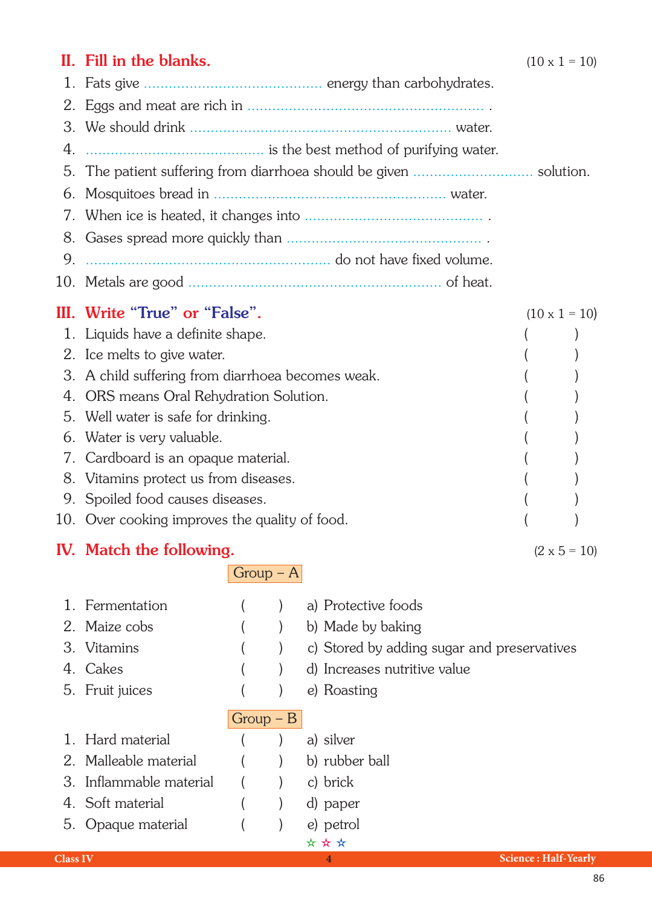## II. Fill in the blanks. (10 x 1 = 10)

1. Fats give .......................................... energy than carbohydrates.
2. Eggs and meat are rich in ........................................................ .
3. We should drink ............................................................. water.
4. .......................................... is the best method of purifying water.
5. The patient suffering from diarrhoea should be given ............................ solution.
6. Mosquitoes bread in ...................................................... water.
7. When ice is heated, it changes into .......................................... .
8. Gases spread more quickly than .............................................. .
9. ........................................................ do not have fixed volume.
10. Metals are good ........................................................... of heat.

## III. Write "True" or "False". (10 x 1 = 10)

1. Liquids have a definite shape. (   )
2. Ice melts to give water. (   )
3. A child suffering from diarrhoea becomes weak. (   )
4. ORS means Oral Rehydration Solution. (   )
5. Well water is safe for drinking. (   )
6. Water is very valuable. (   )
7. Cardboard is an opaque material. (   )
8. Vitamins protect us from diseases. (   )
9. Spoiled food causes diseases. (   )
10. Over cooking improves the quality of food. (   )

## IV. Match the following. (2 x 5 = 10)

**Group – A**

| | | |
|---|---|---|
| 1. Fermentation | (   ) | a) Protective foods |
| 2. Maize cobs | (   ) | b) Made by baking |
| 3. Vitamins | (   ) | c) Stored by adding sugar and preservatives |
| 4. Cakes | (   ) | d) Increases nutritive value |
| 5. Fruit juices | (   ) | e) Roasting |

**Group – B**

| | | |
|---|---|---|
| 1. Hard material | (   ) | a) silver |
| 2. Malleable material | (   ) | b) rubber ball |
| 3. Inflammable material | (   ) | c) brick |
| 4. Soft material | (   ) | d) paper |
| 5. Opaque material | (   ) | e) petrol |

☆ ☆ ☆